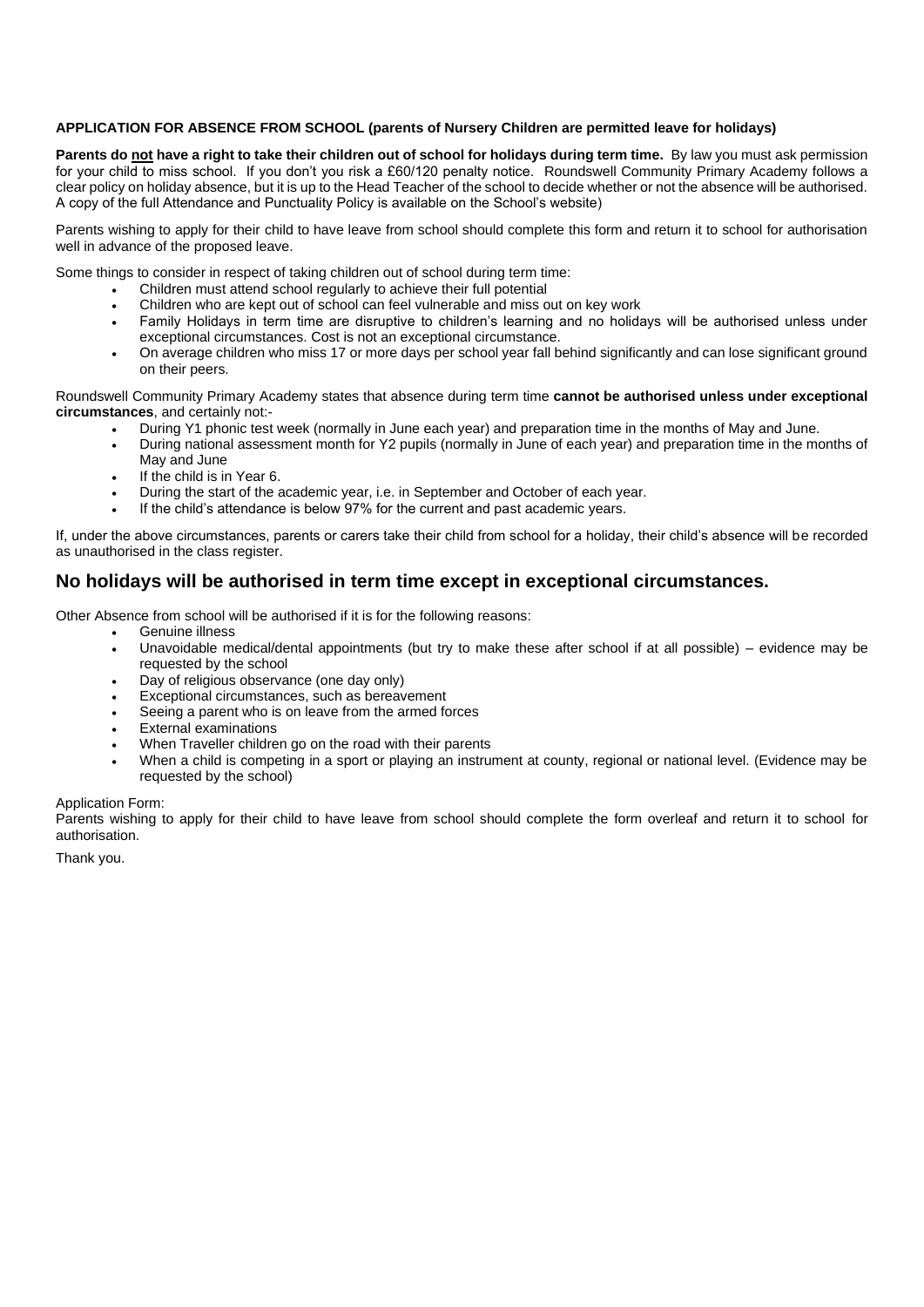**APPLICATION FOR ABSENCE FROM SCHOOL (parents of Nursery Children are permitted leave for holidays)**

**Parents do not have a right to take their children out of school for holidays during term time.** By law you must ask permission for your child to miss school. If you don't you risk a £60/120 penalty notice. Roundswell Community Primary Academy follows a clear policy on holiday absence, but it is up to the Head Teacher of the school to decide whether or not the absence will be authorised. A copy of the full Attendance and Punctuality Policy is available on the School's website)

Parents wishing to apply for their child to have leave from school should complete this form and return it to school for authorisation well in advance of the proposed leave.

Some things to consider in respect of taking children out of school during term time:

- Children must attend school regularly to achieve their full potential
- Children who are kept out of school can feel vulnerable and miss out on key work
- Family Holidays in term time are disruptive to children's learning and no holidays will be authorised unless under exceptional circumstances. Cost is not an exceptional circumstance.
- On average children who miss 17 or more days per school year fall behind significantly and can lose significant ground on their peers.

Roundswell Community Primary Academy states that absence during term time **cannot be authorised unless under exceptional circumstances**, and certainly not:-

- During Y1 phonic test week (normally in June each year) and preparation time in the months of May and June.
- During national assessment month for Y2 pupils (normally in June of each year) and preparation time in the months of May and June
- If the child is in Year 6.
- During the start of the academic year, i.e. in September and October of each year.
- If the child's attendance is below 97% for the current and past academic years.

If, under the above circumstances, parents or carers take their child from school for a holiday, their child's absence will be recorded as unauthorised in the class register.

## No holidays will be authorised in term time except in exceptional circumstances.

Other Absence from school will be authorised if it is for the following reasons:

- Genuine illness
- Unavoidable medical/dental appointments (but try to make these after school if at all possible) – evidence may be requested by the school
- Day of religious observance (one day only)
- Exceptional circumstances, such as bereavement
- Seeing a parent who is on leave from the armed forces
- External examinations
- When Traveller children go on the road with their parents
- When a child is competing in a sport or playing an instrument at county, regional or national level. (Evidence may be requested by the school)

Application Form:
Parents wishing to apply for their child to have leave from school should complete the form overleaf and return it to school for authorisation.

Thank you.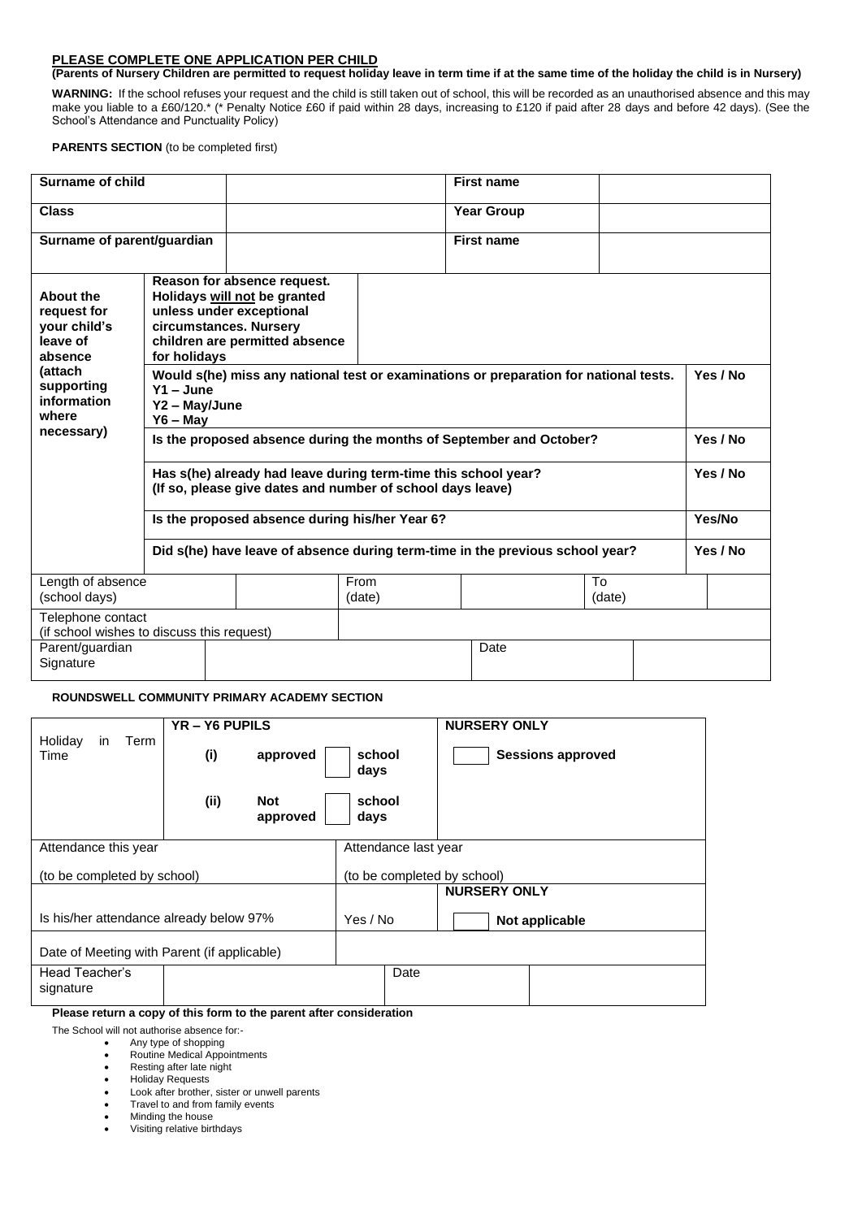**PLEASE COMPLETE ONE APPLICATION PER CHILD**

**(Parents of Nursery Children are permitted to request holiday leave in term time if at the same time of the holiday the child is in Nursery)**

**WARNING:** If the school refuses your request and the child is still taken out of school, this will be recorded as an unauthorised absence and this may make you liable to a £60/120.* (* Penalty Notice £60 if paid within 28 days, increasing to £120 if paid after 28 days and before 42 days). (See the School's Attendance and Punctuality Policy)

**PARENTS SECTION** (to be completed first)

| | | | |
|---|---|---|---|
| **Surname of child** | | **First name** | |
| **Class** | | **Year Group** | |
| **Surname of parent/guardian** | | **First name** | |

| | | |
|---|---|---|
| **About the request for your child's leave of absence (attach supporting information where necessary)** | **Reason for absence request. Holidays will not be granted unless under exceptional circumstances. Nursery children are permitted absence for holidays** | |
| | **Would s(he) miss any national test or examinations or preparation for national tests. Y1 – June Y2 – May/June Y6 – May** | **Yes / No** |
| | **Is the proposed absence during the months of September and October?** | **Yes / No** |
| | **Has s(he) already had leave during term-time this school year? (If so, please give dates and number of school days leave)** | **Yes / No** |
| | **Is the proposed absence during his/her Year 6?** | **Yes/No** |
| | **Did s(he) have leave of absence during term-time in the previous school year?** | **Yes / No** |

| | | | | | |
|---|---|---|---|---|---|
| Length of absence (school days) | | From (date) | | To (date) | |
| Telephone contact (if school wishes to discuss this request) | | | | | |
| Parent/guardian Signature | | | Date | | |

**ROUNDSWELL COMMUNITY PRIMARY ACADEMY SECTION**

| | | | | |
|---|---|---|---|---|
| Holiday in Term Time | **YR – Y6 PUPILS** | | | **NURSERY ONLY** |
| | **(i)** **approved** | | **school days** | **Sessions approved** |
| | **(ii)** **Not approved** | | **school days** | |
| Attendance this year (to be completed by school) | | Attendance last year (to be completed by school) | | |
| Is his/her attendance already below 97% | | Yes / No | | **NURSERY ONLY** **Not applicable** |
| Date of Meeting with Parent (if applicable) | | | | |
| Head Teacher's signature | | Date | | |

**Please return a copy of this form to the parent after consideration**

The School will not authorise absence for:-

- Any type of shopping
- Routine Medical Appointments
- Resting after late night
- Holiday Requests
- Look after brother, sister or unwell parents
- Travel to and from family events
- Minding the house
- Visiting relative birthdays